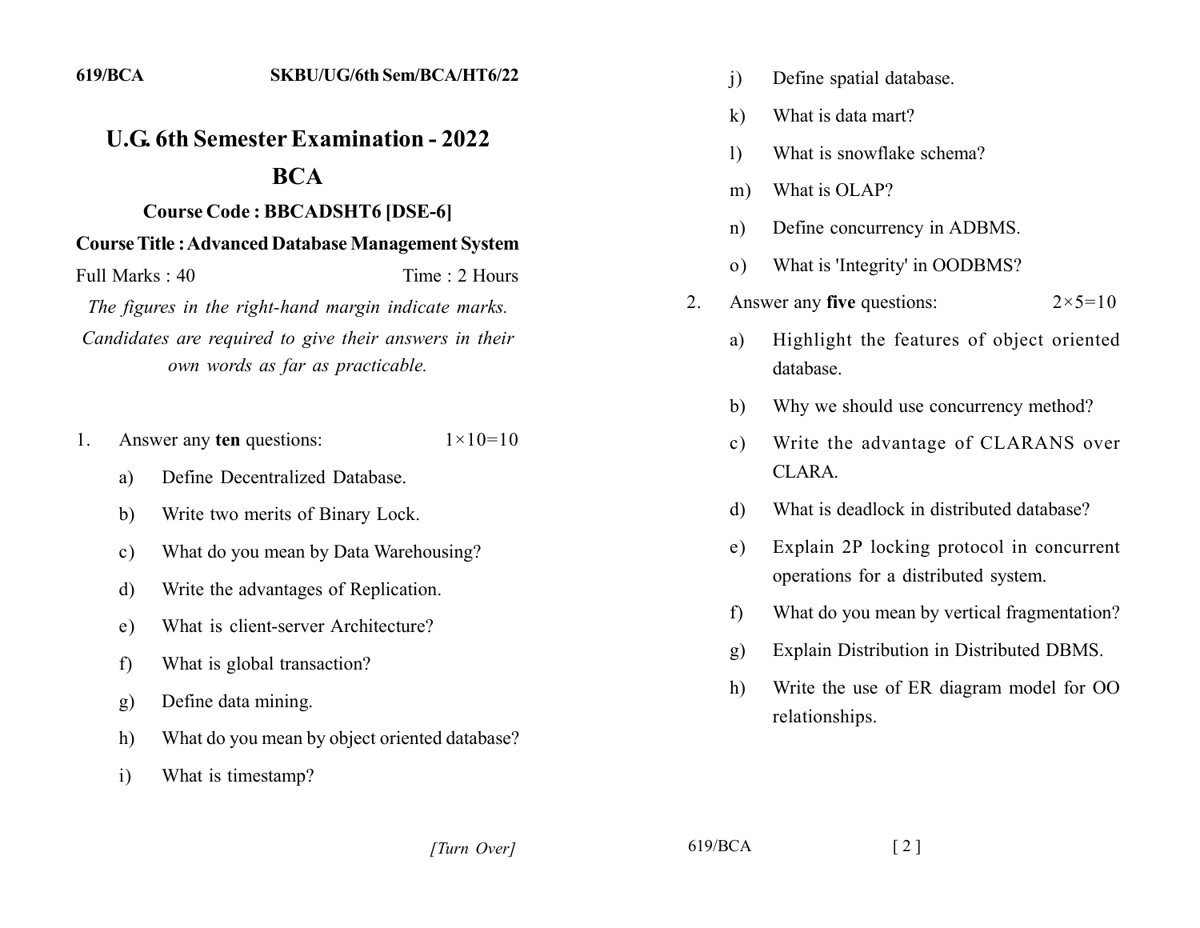619/BCA SKBU/UG/6th Sem/BCA/HT6/22

# U.G. 6th Semester Examination - 2022

# BCA

## Course Code : BBCADSHT6 [DSE-6]

## Course Title : Advanced Database Management System

Full Marks : 40 Time : 2 Hours

*The figures in the right-hand margin indicate marks. Candidates are required to give their answers in their own words as far as practicable.*

1. Answer any **ten** questions: $1\times10=10$

   a) Define Decentralized Database.

   b) Write two merits of Binary Lock.

   c) What do you mean by Data Warehousing?

   d) Write the advantages of Replication.

   e) What is client-server Architecture?

   f) What is global transaction?

   g) Define data mining.

   h) What do you mean by object oriented database?

   i) What is timestamp?

   j) Define spatial database.

   k) What is data mart?

   l) What is snowflake schema?

   m) What is OLAP?

   n) Define concurrency in ADBMS.

   o) What is 'Integrity' in OODBMS?

2. Answer any **five** questions: $2\times5=10$

   a) Highlight the features of object oriented database.

   b) Why we should use concurrency method?

   c) Write the advantage of CLARANS over CLARA.

   d) What is deadlock in distributed database?

   e) Explain 2P locking protocol in concurrent operations for a distributed system.

   f) What do you mean by vertical fragmentation?

   g) Explain Distribution in Distributed DBMS.

   h) Write the use of ER diagram model for OO relationships.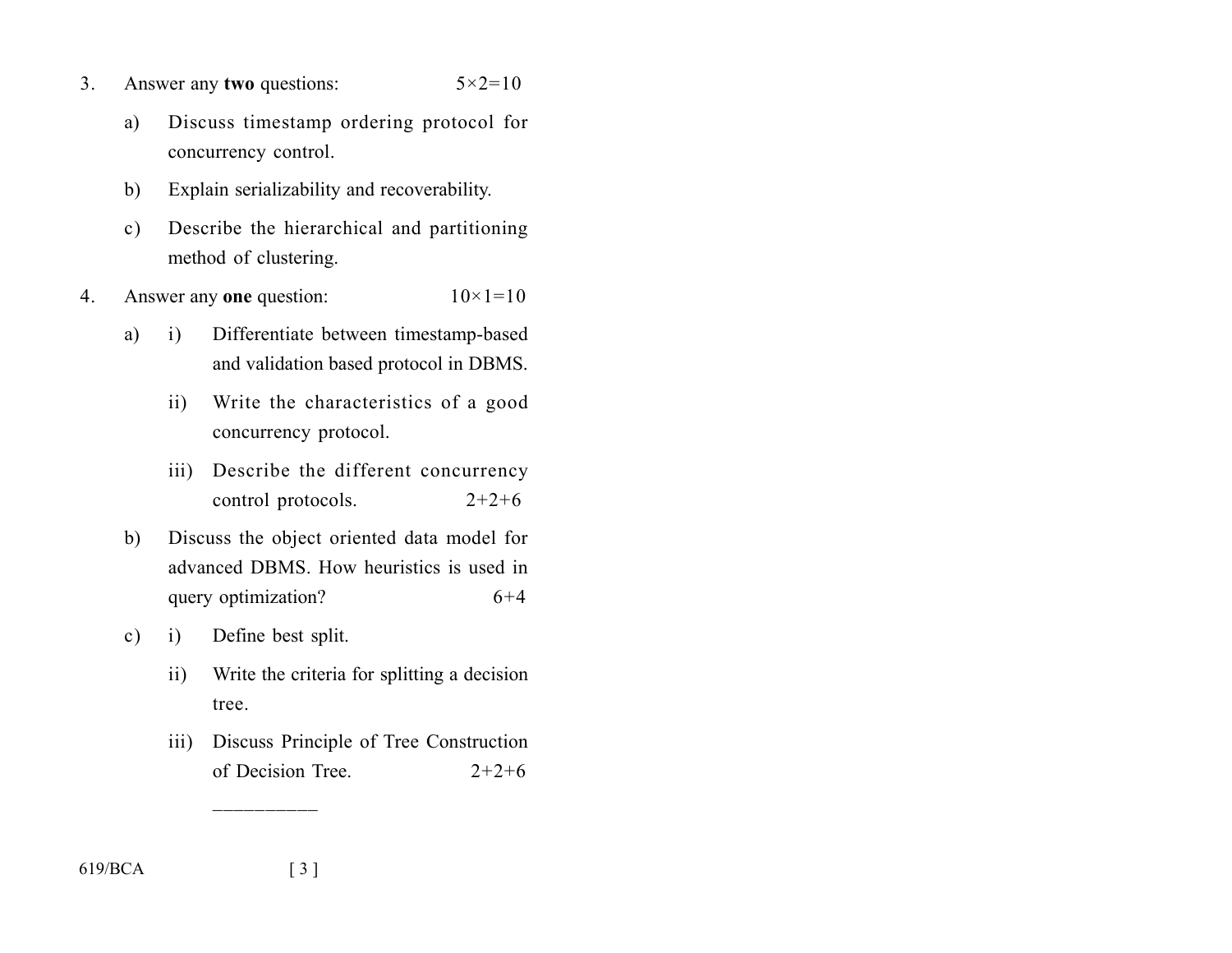3. Answer any **two** questions: $5\times2=10$

   a) Discuss timestamp ordering protocol for concurrency control.

   b) Explain serializability and recoverability.

   c) Describe the hierarchical and partitioning method of clustering.

4. Answer any **one** question: $10\times1=10$

   a) i) Differentiate between timestamp-based and validation based protocol in DBMS.

      ii) Write the characteristics of a good concurrency protocol.

      iii) Describe the different concurrency control protocols. 2+2+6

   b) Discuss the object oriented data model for advanced DBMS. How heuristics is used in query optimization? 6+4

   c) i) Define best split.

      ii) Write the criteria for splitting a decision tree.

      iii) Discuss Principle of Tree Construction of Decision Tree. 2+2+6

__________